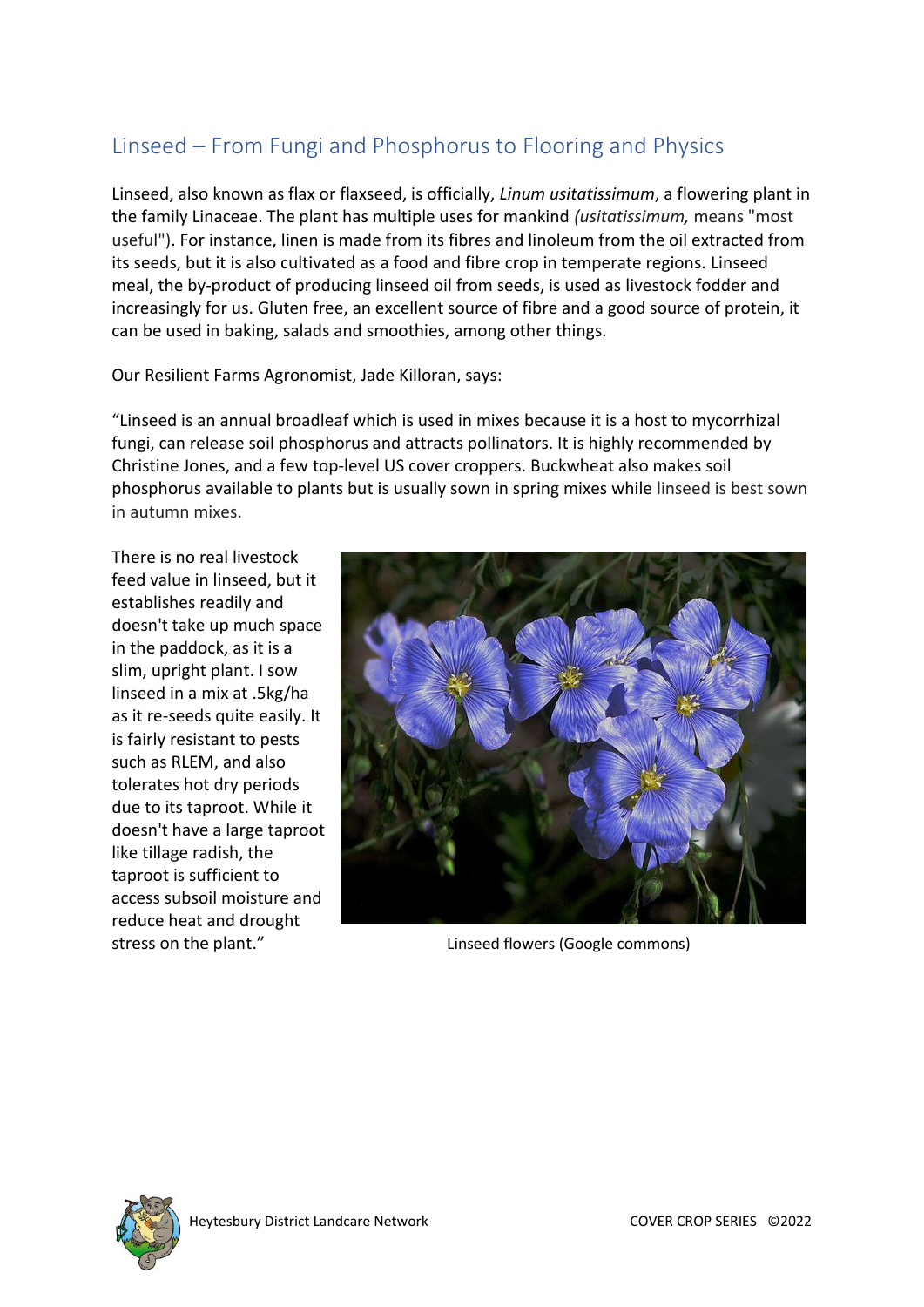## Linseed – From Fungi and Phosphorus to Flooring and Physics

Linseed, also known as flax or flaxseed, is officially, *Linum usitatissimum*, a flowering plant in the family Linaceae. The plant has multiple uses for mankind *(usitatissimum,* means "most useful"). For instance, linen is made from its fibres and linoleum from the oil extracted from its seeds, but it is also cultivated as a food and fibre crop in temperate regions. Linseed meal, the by-product of producing linseed oil from seeds, is used as livestock fodder and increasingly for us. Gluten free, an excellent source of fibre and a good source of protein, it can be used in baking, salads and smoothies, among other things.

Our Resilient Farms Agronomist, Jade Killoran, says:

"Linseed is an annual broadleaf which is used in mixes because it is a host to mycorrhizal fungi, can release soil phosphorus and attracts pollinators. It is highly recommended by Christine Jones, and a few top-level US cover croppers. Buckwheat also makes soil phosphorus available to plants but is usually sown in spring mixes while linseed is best sown in autumn mixes.

There is no real livestock feed value in linseed, but it establishes readily and doesn't take up much space in the paddock, as it is a slim, upright plant. I sow linseed in a mix at .5kg/ha as it re-seeds quite easily. It is fairly resistant to pests such as RLEM, and also tolerates hot dry periods due to its taproot. While it doesn't have a large taproot like tillage radish, the taproot is sufficient to access subsoil moisture and reduce heat and drought stress on the plant."

Linseed flowers (Google commons)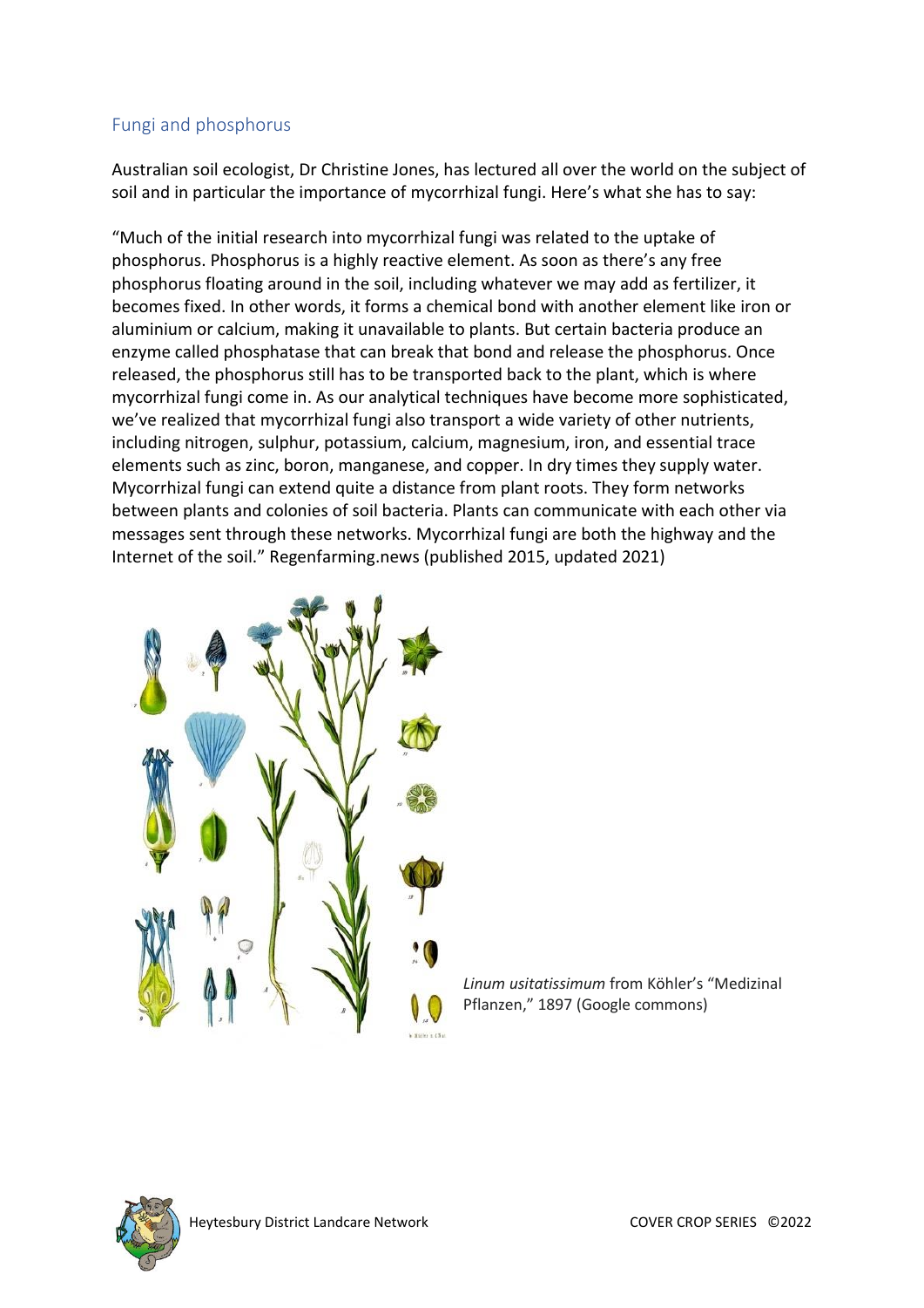## Fungi and phosphorus

Australian soil ecologist, Dr Christine Jones, has lectured all over the world on the subject of soil and in particular the importance of mycorrhizal fungi. Here's what she has to say:

"Much of the initial research into mycorrhizal fungi was related to the uptake of phosphorus. Phosphorus is a highly reactive element. As soon as there's any free phosphorus floating around in the soil, including whatever we may add as fertilizer, it becomes fixed. In other words, it forms a chemical bond with another element like iron or aluminium or calcium, making it unavailable to plants. But certain bacteria produce an enzyme called phosphatase that can break that bond and release the phosphorus. Once released, the phosphorus still has to be transported back to the plant, which is where mycorrhizal fungi come in. As our analytical techniques have become more sophisticated, we've realized that mycorrhizal fungi also transport a wide variety of other nutrients, including nitrogen, sulphur, potassium, calcium, magnesium, iron, and essential trace elements such as zinc, boron, manganese, and copper. In dry times they supply water. Mycorrhizal fungi can extend quite a distance from plant roots. They form networks between plants and colonies of soil bacteria. Plants can communicate with each other via messages sent through these networks. Mycorrhizal fungi are both the highway and the Internet of the soil." Regenfarming.news (published 2015, updated 2021)

*Linum usitatissimum* from Köhler's "Medizinal Pflanzen," 1897 (Google commons)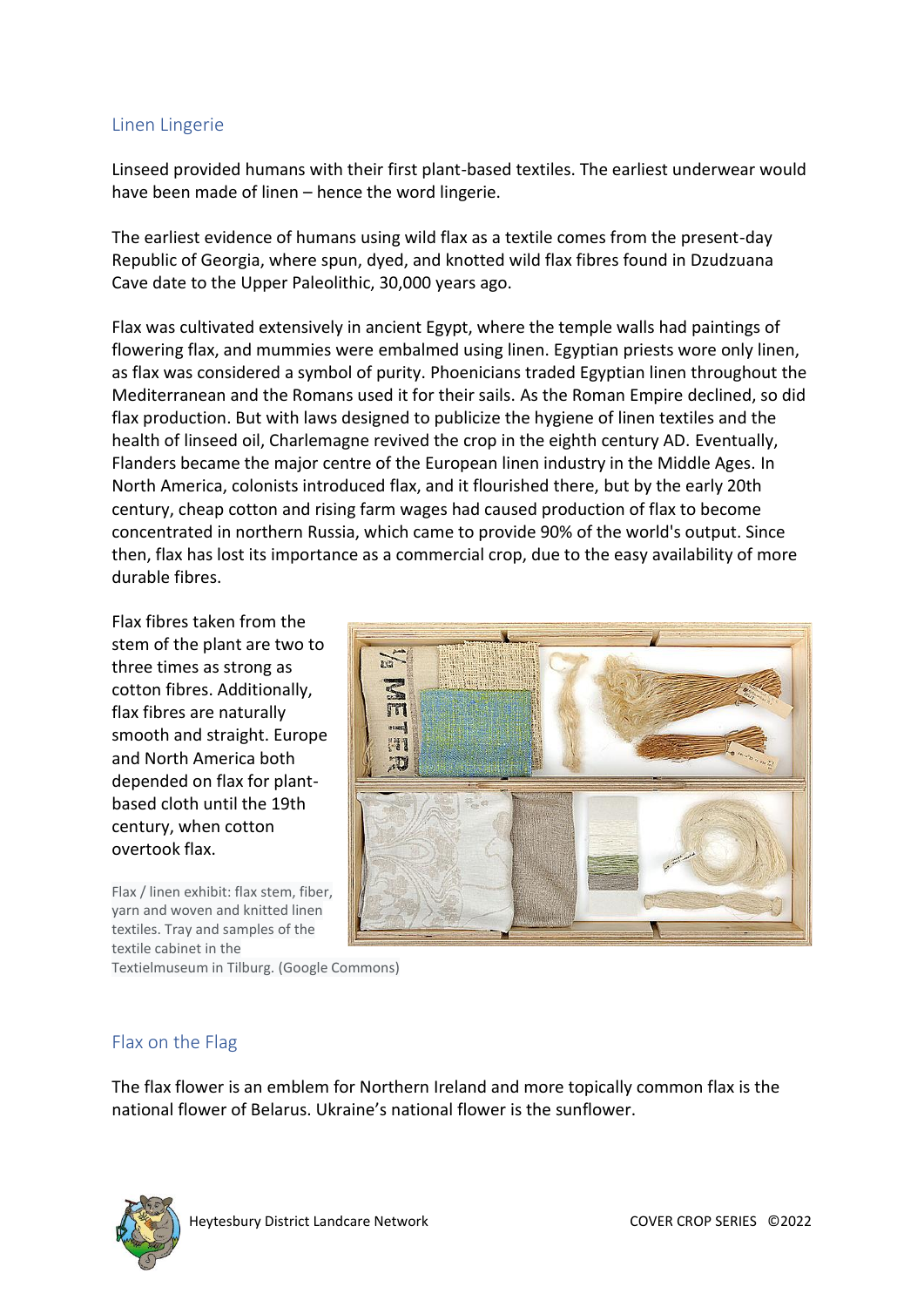## Linen Lingerie

Linseed provided humans with their first plant-based textiles. The earliest underwear would have been made of linen – hence the word lingerie.

The earliest evidence of humans using wild flax as a textile comes from the present-day Republic of Georgia, where spun, dyed, and knotted wild flax fibres found in Dzudzuana Cave date to the Upper Paleolithic, 30,000 years ago.

Flax was cultivated extensively in ancient Egypt, where the temple walls had paintings of flowering flax, and mummies were embalmed using linen. Egyptian priests wore only linen, as flax was considered a symbol of purity. Phoenicians traded Egyptian linen throughout the Mediterranean and the Romans used it for their sails. As the Roman Empire declined, so did flax production. But with laws designed to publicize the hygiene of linen textiles and the health of linseed oil, Charlemagne revived the crop in the eighth century AD. Eventually, Flanders became the major centre of the European linen industry in the Middle Ages. In North America, colonists introduced flax, and it flourished there, but by the early 20th century, cheap cotton and rising farm wages had caused production of flax to become concentrated in northern Russia, which came to provide 90% of the world's output. Since then, flax has lost its importance as a commercial crop, due to the easy availability of more durable fibres.

Flax fibres taken from the stem of the plant are two to three times as strong as cotton fibres. Additionally, flax fibres are naturally smooth and straight. Europe and North America both depended on flax for plant-based cloth until the 19th century, when cotton overtook flax.

Flax / linen exhibit: flax stem, fiber, yarn and woven and knitted linen textiles. Tray and samples of the textile cabinet in the Textielmuseum in Tilburg. (Google Commons)

## Flax on the Flag

The flax flower is an emblem for Northern Ireland and more topically common flax is the national flower of Belarus. Ukraine's national flower is the sunflower.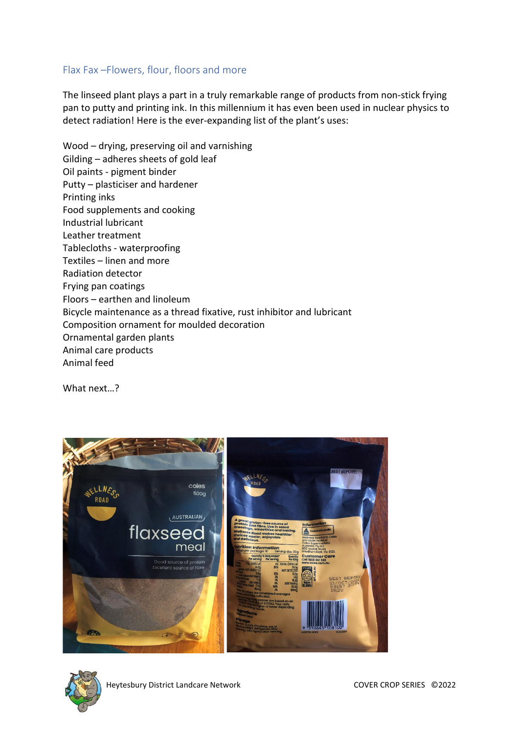## Flax Fax –Flowers, flour, floors and more

The linseed plant plays a part in a truly remarkable range of products from non-stick frying pan to putty and printing ink. In this millennium it has even been used in nuclear physics to detect radiation! Here is the ever-expanding list of the plant's uses:

Wood – drying, preserving oil and varnishing
Gilding – adheres sheets of gold leaf
Oil paints - pigment binder
Putty – plasticiser and hardener
Printing inks
Food supplements and cooking
Industrial lubricant
Leather treatment
Tablecloths - waterproofing
Textiles – linen and more
Radiation detector
Frying pan coatings
Floors – earthen and linoleum
Bicycle maintenance as a thread fixative, rust inhibitor and lubricant
Composition ornament for moulded decoration
Ornamental garden plants
Animal care products
Animal feed

What next…?